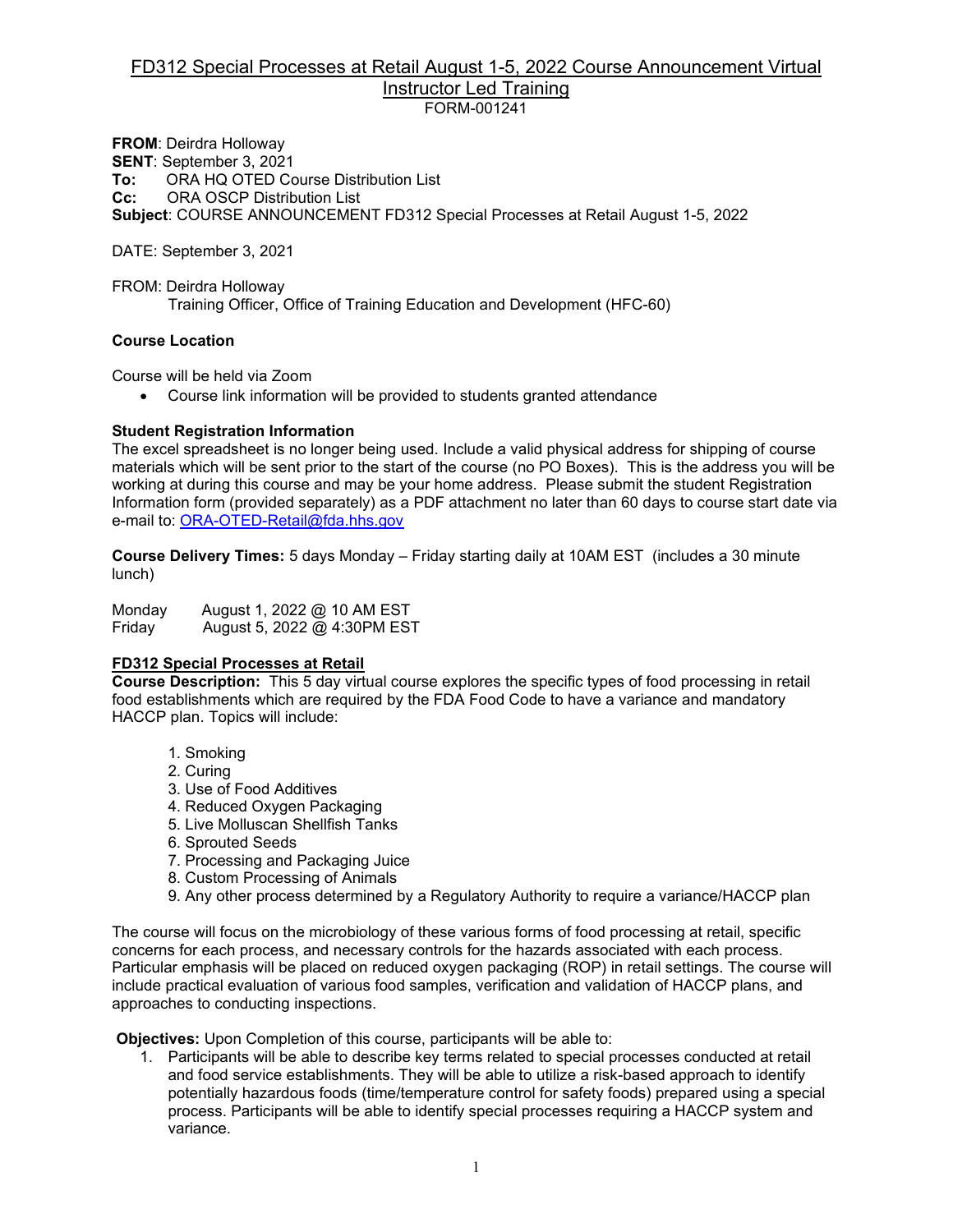# FD312 Special Processes at Retail August 1-5, 2022 Course Announcement Virtual Instructor Led Training

FORM-001241

**FROM**: Deirdra Holloway
**SENT**: September 3, 2021
**To:** ORA HQ OTED Course Distribution List
**Cc:** ORA OSCP Distribution List
**Subject**: COURSE ANNOUNCEMENT FD312 Special Processes at Retail August 1-5, 2022

DATE: September 3, 2021

FROM: Deirdra Holloway
Training Officer, Office of Training Education and Development (HFC-60)

**Course Location**

Course will be held via Zoom

- Course link information will be provided to students granted attendance

**Student Registration Information**

The excel spreadsheet is no longer being used. Include a valid physical address for shipping of course materials which will be sent prior to the start of the course (no PO Boxes). This is the address you will be working at during this course and may be your home address. Please submit the student Registration Information form (provided separately) as a PDF attachment no later than 60 days to course start date via e-mail to: ORA-OTED-Retail@fda.hhs.gov

**Course Delivery Times:** 5 days Monday – Friday starting daily at 10AM EST (includes a 30 minute lunch)

Monday August 1, 2022 @ 10 AM EST
Friday August 5, 2022 @ 4:30PM EST

**FD312 Special Processes at Retail**

**Course Description:** This 5 day virtual course explores the specific types of food processing in retail food establishments which are required by the FDA Food Code to have a variance and mandatory HACCP plan. Topics will include:

1. Smoking
2. Curing
3. Use of Food Additives
4. Reduced Oxygen Packaging
5. Live Molluscan Shellfish Tanks
6. Sprouted Seeds
7. Processing and Packaging Juice
8. Custom Processing of Animals
9. Any other process determined by a Regulatory Authority to require a variance/HACCP plan

The course will focus on the microbiology of these various forms of food processing at retail, specific concerns for each process, and necessary controls for the hazards associated with each process. Particular emphasis will be placed on reduced oxygen packaging (ROP) in retail settings. The course will include practical evaluation of various food samples, verification and validation of HACCP plans, and approaches to conducting inspections.

**Objectives:** Upon Completion of this course, participants will be able to:

1. Participants will be able to describe key terms related to special processes conducted at retail and food service establishments. They will be able to utilize a risk-based approach to identify potentially hazardous foods (time/temperature control for safety foods) prepared using a special process. Participants will be able to identify special processes requiring a HACCP system and variance.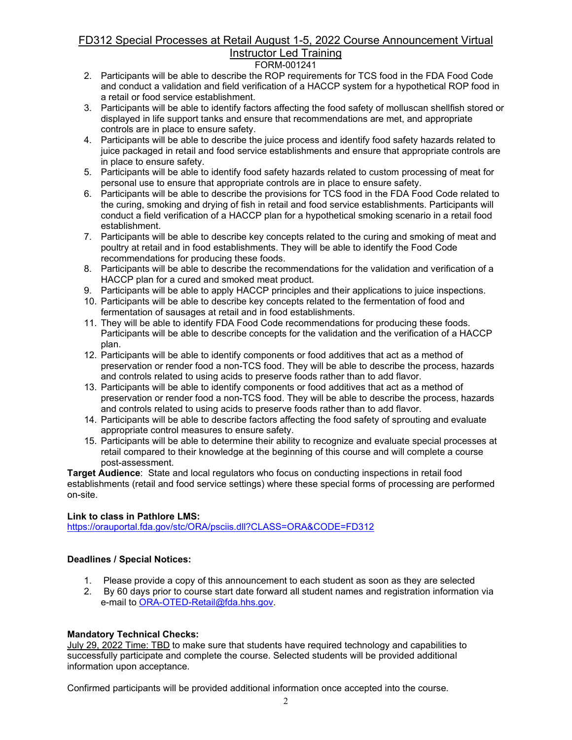2. Participants will be able to describe the ROP requirements for TCS food in the FDA Food Code and conduct a validation and field verification of a HACCP system for a hypothetical ROP food in a retail or food service establishment.
3. Participants will be able to identify factors affecting the food safety of molluscan shellfish stored or displayed in life support tanks and ensure that recommendations are met, and appropriate controls are in place to ensure safety.
4. Participants will be able to describe the juice process and identify food safety hazards related to juice packaged in retail and food service establishments and ensure that appropriate controls are in place to ensure safety.
5. Participants will be able to identify food safety hazards related to custom processing of meat for personal use to ensure that appropriate controls are in place to ensure safety.
6. Participants will be able to describe the provisions for TCS food in the FDA Food Code related to the curing, smoking and drying of fish in retail and food service establishments. Participants will conduct a field verification of a HACCP plan for a hypothetical smoking scenario in a retail food establishment.
7. Participants will be able to describe key concepts related to the curing and smoking of meat and poultry at retail and in food establishments. They will be able to identify the Food Code recommendations for producing these foods.
8. Participants will be able to describe the recommendations for the validation and verification of a HACCP plan for a cured and smoked meat product.
9. Participants will be able to apply HACCP principles and their applications to juice inspections.
10. Participants will be able to describe key concepts related to the fermentation of food and fermentation of sausages at retail and in food establishments.
11. They will be able to identify FDA Food Code recommendations for producing these foods. Participants will be able to describe concepts for the validation and the verification of a HACCP plan.
12. Participants will be able to identify components or food additives that act as a method of preservation or render food a non-TCS food. They will be able to describe the process, hazards and controls related to using acids to preserve foods rather than to add flavor.
13. Participants will be able to identify components or food additives that act as a method of preservation or render food a non-TCS food. They will be able to describe the process, hazards and controls related to using acids to preserve foods rather than to add flavor.
14. Participants will be able to describe factors affecting the food safety of sprouting and evaluate appropriate control measures to ensure safety.
15. Participants will be able to determine their ability to recognize and evaluate special processes at retail compared to their knowledge at the beginning of this course and will complete a course post-assessment.

**Target Audience**: State and local regulators who focus on conducting inspections in retail food establishments (retail and food service settings) where these special forms of processing are performed on-site.

**Link to class in Pathlore LMS:**
https://orauportal.fda.gov/stc/ORA/psciis.dll?CLASS=ORA&CODE=FD312

**Deadlines / Special Notices:**

1. Please provide a copy of this announcement to each student as soon as they are selected
2. By 60 days prior to course start date forward all student names and registration information via e-mail to ORA-OTED-Retail@fda.hhs.gov.

**Mandatory Technical Checks:**
July 29, 2022 Time: TBD to make sure that students have required technology and capabilities to successfully participate and complete the course. Selected students will be provided additional information upon acceptance.

Confirmed participants will be provided additional information once accepted into the course.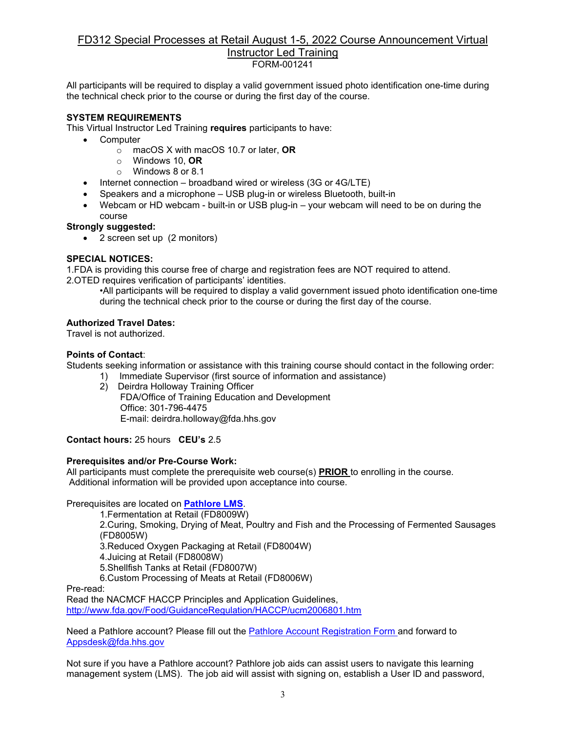# FD312 Special Processes at Retail August 1-5, 2022 Course Announcement Virtual Instructor Led Training

FORM-001241

All participants will be required to display a valid government issued photo identification one-time during the technical check prior to the course or during the first day of the course.

**SYSTEM REQUIREMENTS**

This Virtual Instructor Led Training **requires** participants to have:

- Computer
  - macOS X with macOS 10.7 or later, **OR**
  - Windows 10, **OR**
  - Windows 8 or 8.1
- Internet connection – broadband wired or wireless (3G or 4G/LTE)
- Speakers and a microphone – USB plug-in or wireless Bluetooth, built-in
- Webcam or HD webcam - built-in or USB plug-in – your webcam will need to be on during the course

**Strongly suggested:**

- 2 screen set up (2 monitors)

**SPECIAL NOTICES:**

1.FDA is providing this course free of charge and registration fees are NOT required to attend.

2.OTED requires verification of participants' identities.

•All participants will be required to display a valid government issued photo identification one-time during the technical check prior to the course or during the first day of the course.

**Authorized Travel Dates:**

Travel is not authorized.

**Points of Contact**:

Students seeking information or assistance with this training course should contact in the following order:

1) Immediate Supervisor (first source of information and assistance)
2) Deirdra Holloway Training Officer
   FDA/Office of Training Education and Development
   Office: 301-796-4475
   E-mail: deirdra.holloway@fda.hhs.gov

**Contact hours:** 25 hours **CEU's** 2.5

**Prerequisites and/or Pre-Course Work:**

All participants must complete the prerequisite web course(s) **PRIOR** to enrolling in the course. Additional information will be provided upon acceptance into course.

Prerequisites are located on **Pathlore LMS**.

1.Fermentation at Retail (FD8009W)
2.Curing, Smoking, Drying of Meat, Poultry and Fish and the Processing of Fermented Sausages (FD8005W)
3.Reduced Oxygen Packaging at Retail (FD8004W)
4.Juicing at Retail (FD8008W)
5.Shellfish Tanks at Retail (FD8007W)
6.Custom Processing of Meats at Retail (FD8006W)

Pre-read:

Read the NACMCF HACCP Principles and Application Guidelines, http://www.fda.gov/Food/GuidanceRegulation/HACCP/ucm2006801.htm

Need a Pathlore account? Please fill out the Pathlore Account Registration Form and forward to Appsdesk@fda.hhs.gov

Not sure if you have a Pathlore account? Pathlore job aids can assist users to navigate this learning management system (LMS). The job aid will assist with signing on, establish a User ID and password,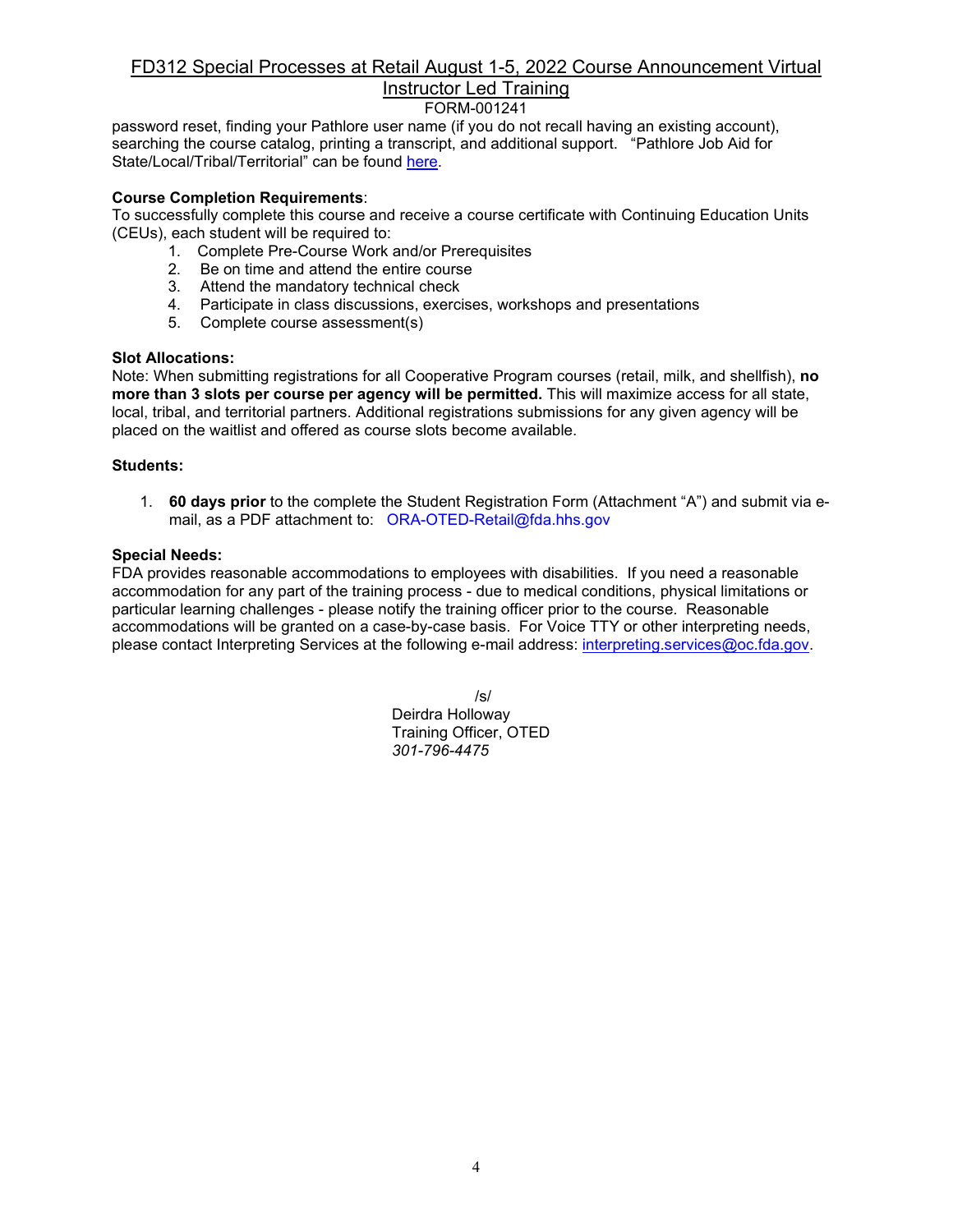password reset, finding your Pathlore user name (if you do not recall having an existing account), searching the course catalog, printing a transcript, and additional support. "Pathlore Job Aid for State/Local/Tribal/Territorial" can be found here.

**Course Completion Requirements**:
To successfully complete this course and receive a course certificate with Continuing Education Units (CEUs), each student will be required to:

1. Complete Pre-Course Work and/or Prerequisites
2. Be on time and attend the entire course
3. Attend the mandatory technical check
4. Participate in class discussions, exercises, workshops and presentations
5. Complete course assessment(s)

**Slot Allocations:**
Note: When submitting registrations for all Cooperative Program courses (retail, milk, and shellfish), **no more than 3 slots per course per agency will be permitted.** This will maximize access for all state, local, tribal, and territorial partners. Additional registrations submissions for any given agency will be placed on the waitlist and offered as course slots become available.

**Students:**

1. **60 days prior** to the complete the Student Registration Form (Attachment "A") and submit via e-mail, as a PDF attachment to: ORA-OTED-Retail@fda.hhs.gov

**Special Needs:**
FDA provides reasonable accommodations to employees with disabilities. If you need a reasonable accommodation for any part of the training process - due to medical conditions, physical limitations or particular learning challenges - please notify the training officer prior to the course. Reasonable accommodations will be granted on a case-by-case basis. For Voice TTY or other interpreting needs, please contact Interpreting Services at the following e-mail address: interpreting.services@oc.fda.gov.

/s/
Deirdra Holloway
Training Officer, OTED
*301-796-4475*